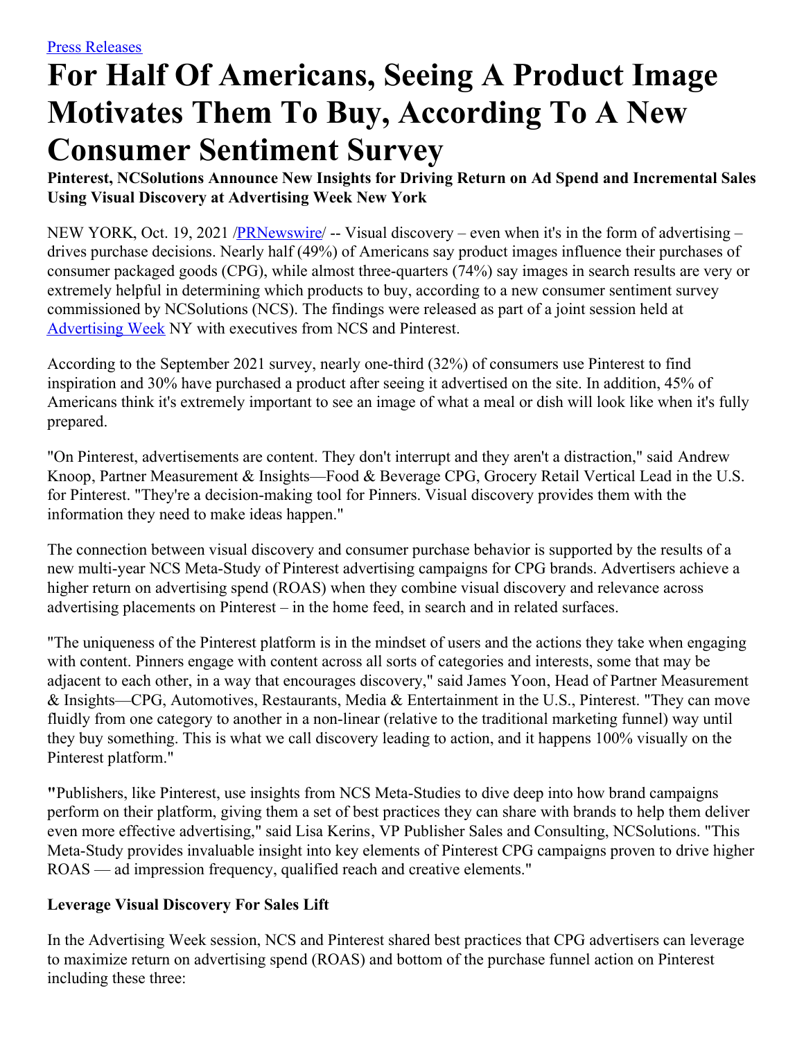Press Releases

# For Half Of Americans, Seeing A Product Image Motivates Them To Buy, According To A New Consumer Sentiment Survey

**Pinterest, NCSolutions Announce New Insights for Driving Return on Ad Spend and Incremental Sales Using Visual Discovery at Advertising Week New York**

NEW YORK, Oct. 19, 2021 /PRNewswire/ -- Visual discovery – even when it's in the form of advertising – drives purchase decisions. Nearly half (49%) of Americans say product images influence their purchases of consumer packaged goods (CPG), while almost three-quarters (74%) say images in search results are very or extremely helpful in determining which products to buy, according to a new consumer sentiment survey commissioned by NCSolutions (NCS). The findings were released as part of a joint session held at Advertising Week NY with executives from NCS and Pinterest.

According to the September 2021 survey, nearly one-third (32%) of consumers use Pinterest to find inspiration and 30% have purchased a product after seeing it advertised on the site. In addition, 45% of Americans think it's extremely important to see an image of what a meal or dish will look like when it's fully prepared.

"On Pinterest, advertisements are content. They don't interrupt and they aren't a distraction," said Andrew Knoop, Partner Measurement & Insights—Food & Beverage CPG, Grocery Retail Vertical Lead in the U.S. for Pinterest. "They're a decision-making tool for Pinners. Visual discovery provides them with the information they need to make ideas happen."

The connection between visual discovery and consumer purchase behavior is supported by the results of a new multi-year NCS Meta-Study of Pinterest advertising campaigns for CPG brands. Advertisers achieve a higher return on advertising spend (ROAS) when they combine visual discovery and relevance across advertising placements on Pinterest – in the home feed, in search and in related surfaces.

"The uniqueness of the Pinterest platform is in the mindset of users and the actions they take when engaging with content. Pinners engage with content across all sorts of categories and interests, some that may be adjacent to each other, in a way that encourages discovery," said James Yoon, Head of Partner Measurement & Insights—CPG, Automotives, Restaurants, Media & Entertainment in the U.S., Pinterest. "They can move fluidly from one category to another in a non-linear (relative to the traditional marketing funnel) way until they buy something. This is what we call discovery leading to action, and it happens 100% visually on the Pinterest platform."

"Publishers, like Pinterest, use insights from NCS Meta-Studies to dive deep into how brand campaigns perform on their platform, giving them a set of best practices they can share with brands to help them deliver even more effective advertising," said Lisa Kerins, VP Publisher Sales and Consulting, NCSolutions. "This Meta-Study provides invaluable insight into key elements of Pinterest CPG campaigns proven to drive higher ROAS — ad impression frequency, qualified reach and creative elements."

**Leverage Visual Discovery For Sales Lift**

In the Advertising Week session, NCS and Pinterest shared best practices that CPG advertisers can leverage to maximize return on advertising spend (ROAS) and bottom of the purchase funnel action on Pinterest including these three: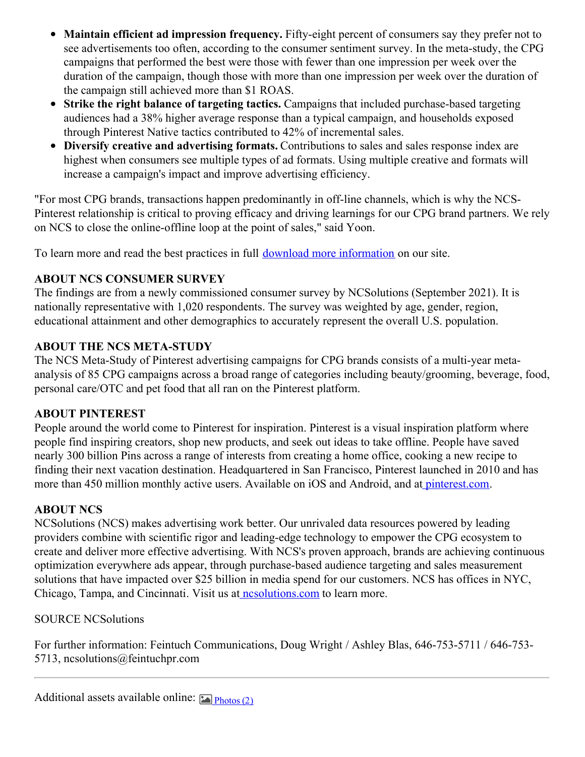- **Maintain efficient ad impression frequency.** Fifty-eight percent of consumers say they prefer not to see advertisements too often, according to the consumer sentiment survey. In the meta-study, the CPG campaigns that performed the best were those with fewer than one impression per week over the duration of the campaign, though those with more than one impression per week over the duration of the campaign still achieved more than $1 ROAS.
- **Strike the right balance of targeting tactics.** Campaigns that included purchase-based targeting audiences had a 38% higher average response than a typical campaign, and households exposed through Pinterest Native tactics contributed to 42% of incremental sales.
- **Diversify creative and advertising formats.** Contributions to sales and sales response index are highest when consumers see multiple types of ad formats. Using multiple creative and formats will increase a campaign's impact and improve advertising efficiency.

"For most CPG brands, transactions happen predominantly in off-line channels, which is why the NCS-Pinterest relationship is critical to proving efficacy and driving learnings for our CPG brand partners. We rely on NCS to close the online-offline loop at the point of sales," said Yoon.

To learn more and read the best practices in full [download more information](#) on our site.

**ABOUT NCS CONSUMER SURVEY**
The findings are from a newly commissioned consumer survey by NCSolutions (September 2021). It is nationally representative with 1,020 respondents. The survey was weighted by age, gender, region, educational attainment and other demographics to accurately represent the overall U.S. population.

**ABOUT THE NCS META-STUDY**
The NCS Meta-Study of Pinterest advertising campaigns for CPG brands consists of a multi-year meta-analysis of 85 CPG campaigns across a broad range of categories including beauty/grooming, beverage, food, personal care/OTC and pet food that all ran on the Pinterest platform.

**ABOUT PINTEREST**
People around the world come to Pinterest for inspiration. Pinterest is a visual inspiration platform where people find inspiring creators, shop new products, and seek out ideas to take offline. People have saved nearly 300 billion Pins across a range of interests from creating a home office, cooking a new recipe to finding their next vacation destination. Headquartered in San Francisco, Pinterest launched in 2010 and has more than 450 million monthly active users. Available on iOS and Android, and at pinterest.com.

**ABOUT NCS**
NCSolutions (NCS) makes advertising work better. Our unrivaled data resources powered by leading providers combine with scientific rigor and leading-edge technology to empower the CPG ecosystem to create and deliver more effective advertising. With NCS's proven approach, brands are achieving continuous optimization everywhere ads appear, through purchase-based audience targeting and sales measurement solutions that have impacted over $25 billion in media spend for our customers. NCS has offices in NYC, Chicago, Tampa, and Cincinnati. Visit us at ncsolutions.com to learn more.

SOURCE NCSolutions

For further information: Feintuch Communications, Doug Wright / Ashley Blas, 646-753-5711 / 646-753-5713, ncsolutions@feintuchpr.com

---

Additional assets available online: Photos (2)